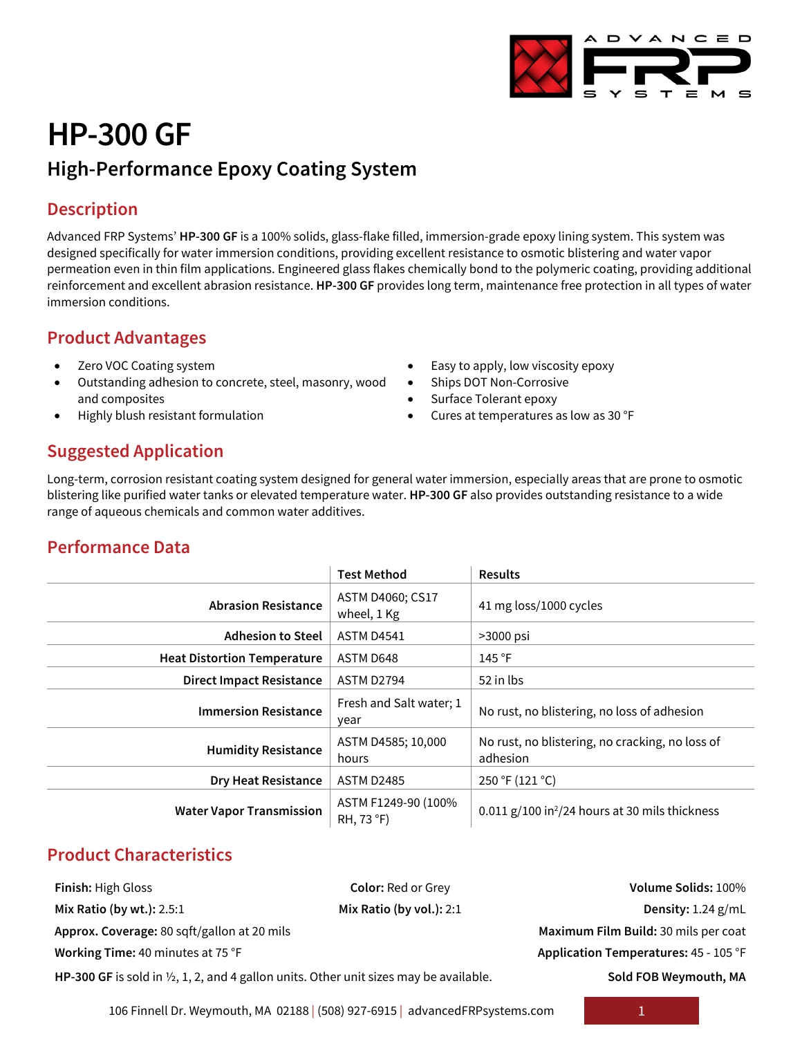# HP-300 GF

## High-Performance Epoxy Coating System

## Description

Advanced FRP Systems' **HP-300 GF** is a 100% solids, glass-flake filled, immersion-grade epoxy lining system. This system was designed specifically for water immersion conditions, providing excellent resistance to osmotic blistering and water vapor permeation even in thin film applications. Engineered glass flakes chemically bond to the polymeric coating, providing additional reinforcement and excellent abrasion resistance. **HP-300 GF** provides long term, maintenance free protection in all types of water immersion conditions.

## Product Advantages

- Zero VOC Coating system
- Outstanding adhesion to concrete, steel, masonry, wood and composites
- Highly blush resistant formulation
- Easy to apply, low viscosity epoxy
- Ships DOT Non-Corrosive
- Surface Tolerant epoxy
- Cures at temperatures as low as 30 °F

## Suggested Application

Long-term, corrosion resistant coating system designed for general water immersion, especially areas that are prone to osmotic blistering like purified water tanks or elevated temperature water. **HP-300 GF** also provides outstanding resistance to a wide range of aqueous chemicals and common water additives.

## Performance Data

| | Test Method | Results |
|---|---|---|
| **Abrasion Resistance** | ASTM D4060; CS17 wheel, 1 Kg | 41 mg loss/1000 cycles |
| **Adhesion to Steel** | ASTM D4541 | >3000 psi |
| **Heat Distortion Temperature** | ASTM D648 | 145 °F |
| **Direct Impact Resistance** | ASTM D2794 | 52 in lbs |
| **Immersion Resistance** | Fresh and Salt water; 1 year | No rust, no blistering, no loss of adhesion |
| **Humidity Resistance** | ASTM D4585; 10,000 hours | No rust, no blistering, no cracking, no loss of adhesion |
| **Dry Heat Resistance** | ASTM D2485 | 250 °F (121 °C) |
| **Water Vapor Transmission** | ASTM F1249-90 (100% RH, 73 °F) | 0.011 g/100 $in^2$/24 hours at 30 mils thickness |

## Product Characteristics

**Finish:** High Gloss

**Color:** Red or Grey

**Volume Solids:** 100%

**Mix Ratio (by wt.):** 2.5:1

**Mix Ratio (by vol.):** 2:1

**Density:** 1.24 g/mL

**Approx. Coverage:** 80 sqft/gallon at 20 mils

**Maximum Film Build:** 30 mils per coat

**Working Time:** 40 minutes at 75 °F

**Application Temperatures:** 45 - 105 °F

**HP-300 GF** is sold in ½, 1, 2, and 4 gallon units. Other unit sizes may be available.

**Sold FOB Weymouth, MA**

106 Finnell Dr. Weymouth, MA 02188 | (508) 927-6915 | advancedFRPsystems.com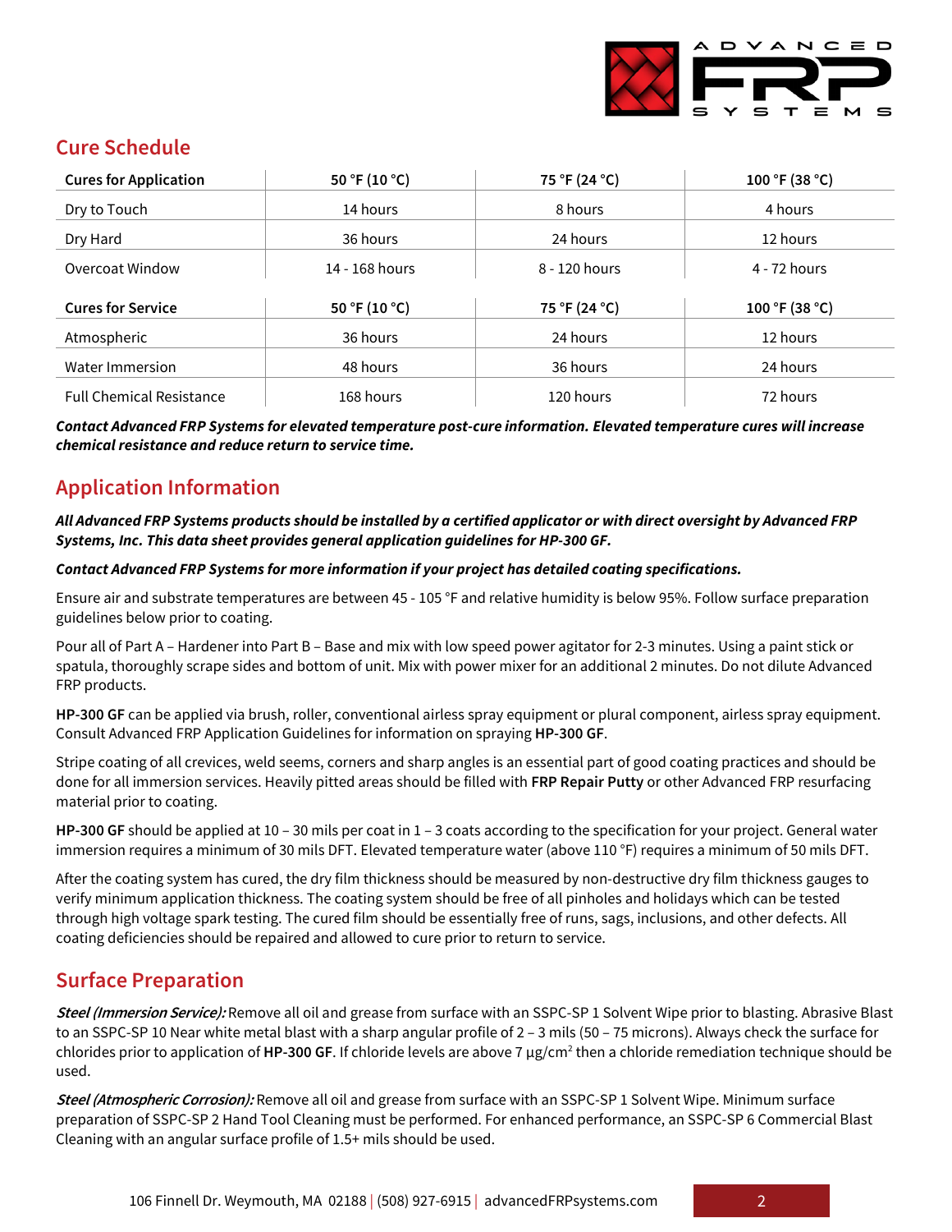## Cure Schedule

| Cures for Application | 50 °F (10 °C) | 75 °F (24 °C) | 100 °F (38 °C) |
|---|---|---|---|
| Dry to Touch | 14 hours | 8 hours | 4 hours |
| Dry Hard | 36 hours | 24 hours | 12 hours |
| Overcoat Window | 14 - 168 hours | 8 - 120 hours | 4 - 72 hours |
| **Cures for Service** | **50 °F (10 °C)** | **75 °F (24 °C)** | **100 °F (38 °C)** |
| Atmospheric | 36 hours | 24 hours | 12 hours |
| Water Immersion | 48 hours | 36 hours | 24 hours |
| Full Chemical Resistance | 168 hours | 120 hours | 72 hours |

***Contact Advanced FRP Systems for elevated temperature post-cure information. Elevated temperature cures will increase chemical resistance and reduce return to service time.***

## Application Information

***All Advanced FRP Systems products should be installed by a certified applicator or with direct oversight by Advanced FRP Systems, Inc. This data sheet provides general application guidelines for HP-300 GF.***

***Contact Advanced FRP Systems for more information if your project has detailed coating specifications.***

Ensure air and substrate temperatures are between 45 - 105 °F and relative humidity is below 95%. Follow surface preparation guidelines below prior to coating.

Pour all of Part A – Hardener into Part B – Base and mix with low speed power agitator for 2-3 minutes. Using a paint stick or spatula, thoroughly scrape sides and bottom of unit. Mix with power mixer for an additional 2 minutes. Do not dilute Advanced FRP products.

**HP-300 GF** can be applied via brush, roller, conventional airless spray equipment or plural component, airless spray equipment. Consult Advanced FRP Application Guidelines for information on spraying **HP-300 GF**.

Stripe coating of all crevices, weld seems, corners and sharp angles is an essential part of good coating practices and should be done for all immersion services. Heavily pitted areas should be filled with **FRP Repair Putty** or other Advanced FRP resurfacing material prior to coating.

**HP-300 GF** should be applied at 10 – 30 mils per coat in 1 – 3 coats according to the specification for your project. General water immersion requires a minimum of 30 mils DFT. Elevated temperature water (above 110 °F) requires a minimum of 50 mils DFT.

After the coating system has cured, the dry film thickness should be measured by non-destructive dry film thickness gauges to verify minimum application thickness. The coating system should be free of all pinholes and holidays which can be tested through high voltage spark testing. The cured film should be essentially free of runs, sags, inclusions, and other defects. All coating deficiencies should be repaired and allowed to cure prior to return to service.

## Surface Preparation

***Steel (Immersion Service):*** Remove all oil and grease from surface with an SSPC-SP 1 Solvent Wipe prior to blasting. Abrasive Blast to an SSPC-SP 10 Near white metal blast with a sharp angular profile of 2 – 3 mils (50 – 75 microns). Always check the surface for chlorides prior to application of **HP-300 GF**. If chloride levels are above 7 μg/cm$^2$ then a chloride remediation technique should be used.

***Steel (Atmospheric Corrosion):*** Remove all oil and grease from surface with an SSPC-SP 1 Solvent Wipe. Minimum surface preparation of SSPC-SP 2 Hand Tool Cleaning must be performed. For enhanced performance, an SSPC-SP 6 Commercial Blast Cleaning with an angular surface profile of 1.5+ mils should be used.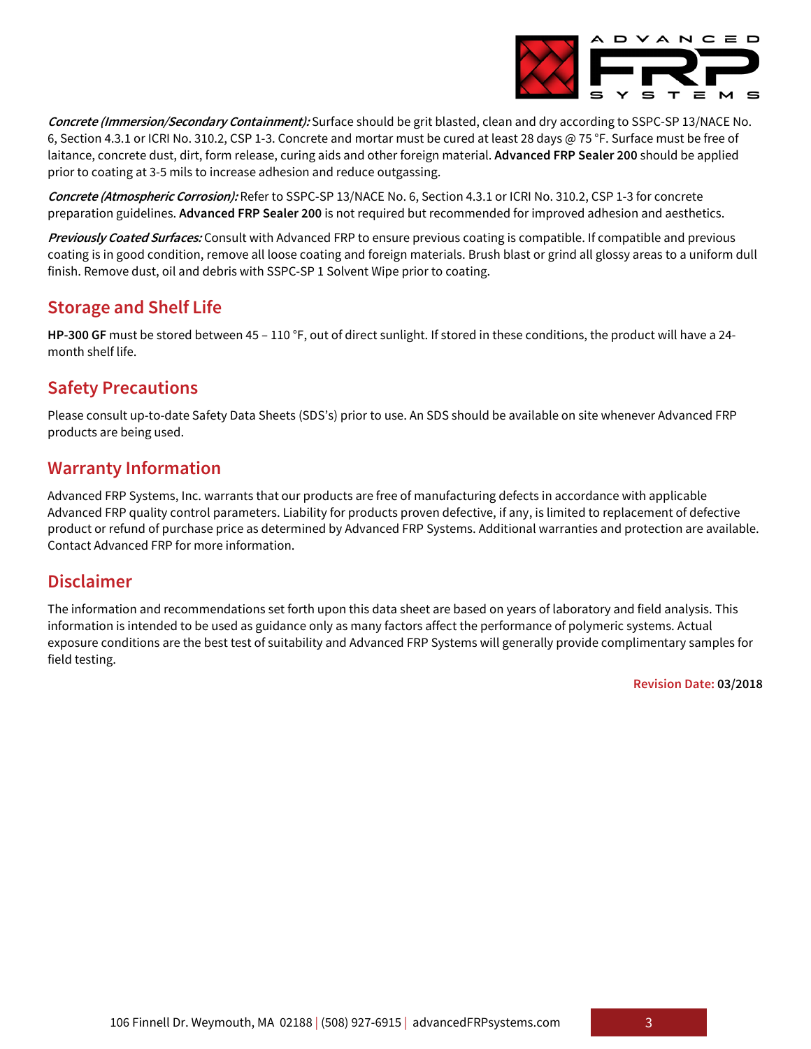***Concrete (Immersion/Secondary Containment):*** Surface should be grit blasted, clean and dry according to SSPC-SP 13/NACE No. 6, Section 4.3.1 or ICRI No. 310.2, CSP 1-3. Concrete and mortar must be cured at least 28 days @ 75 °F. Surface must be free of laitance, concrete dust, dirt, form release, curing aids and other foreign material. **Advanced FRP Sealer 200** should be applied prior to coating at 3-5 mils to increase adhesion and reduce outgassing.

***Concrete (Atmospheric Corrosion):*** Refer to SSPC-SP 13/NACE No. 6, Section 4.3.1 or ICRI No. 310.2, CSP 1-3 for concrete preparation guidelines. **Advanced FRP Sealer 200** is not required but recommended for improved adhesion and aesthetics.

***Previously Coated Surfaces:*** Consult with Advanced FRP to ensure previous coating is compatible. If compatible and previous coating is in good condition, remove all loose coating and foreign materials. Brush blast or grind all glossy areas to a uniform dull finish. Remove dust, oil and debris with SSPC-SP 1 Solvent Wipe prior to coating.

## Storage and Shelf Life

**HP-300 GF** must be stored between 45 – 110 °F, out of direct sunlight. If stored in these conditions, the product will have a 24-month shelf life.

## Safety Precautions

Please consult up-to-date Safety Data Sheets (SDS's) prior to use. An SDS should be available on site whenever Advanced FRP products are being used.

## Warranty Information

Advanced FRP Systems, Inc. warrants that our products are free of manufacturing defects in accordance with applicable Advanced FRP quality control parameters. Liability for products proven defective, if any, is limited to replacement of defective product or refund of purchase price as determined by Advanced FRP Systems. Additional warranties and protection are available. Contact Advanced FRP for more information.

## Disclaimer

The information and recommendations set forth upon this data sheet are based on years of laboratory and field analysis. This information is intended to be used as guidance only as many factors affect the performance of polymeric systems. Actual exposure conditions are the best test of suitability and Advanced FRP Systems will generally provide complimentary samples for field testing.

**Revision Date: 03/2018**